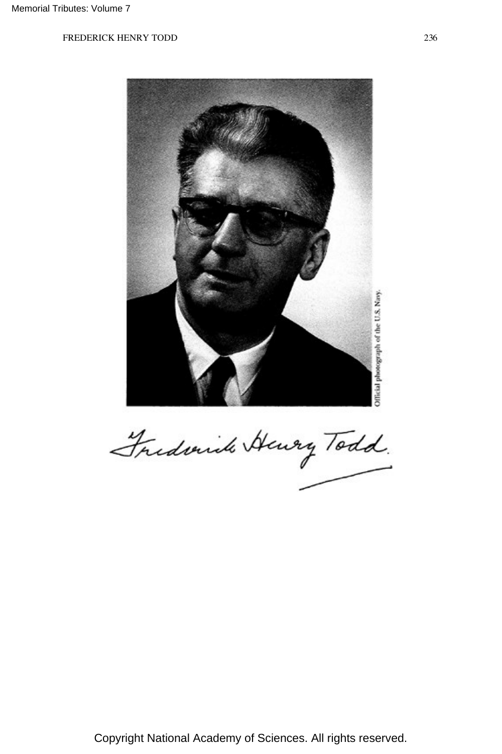Official photograph of the U.S. Navy.

Frederick Henry Todd.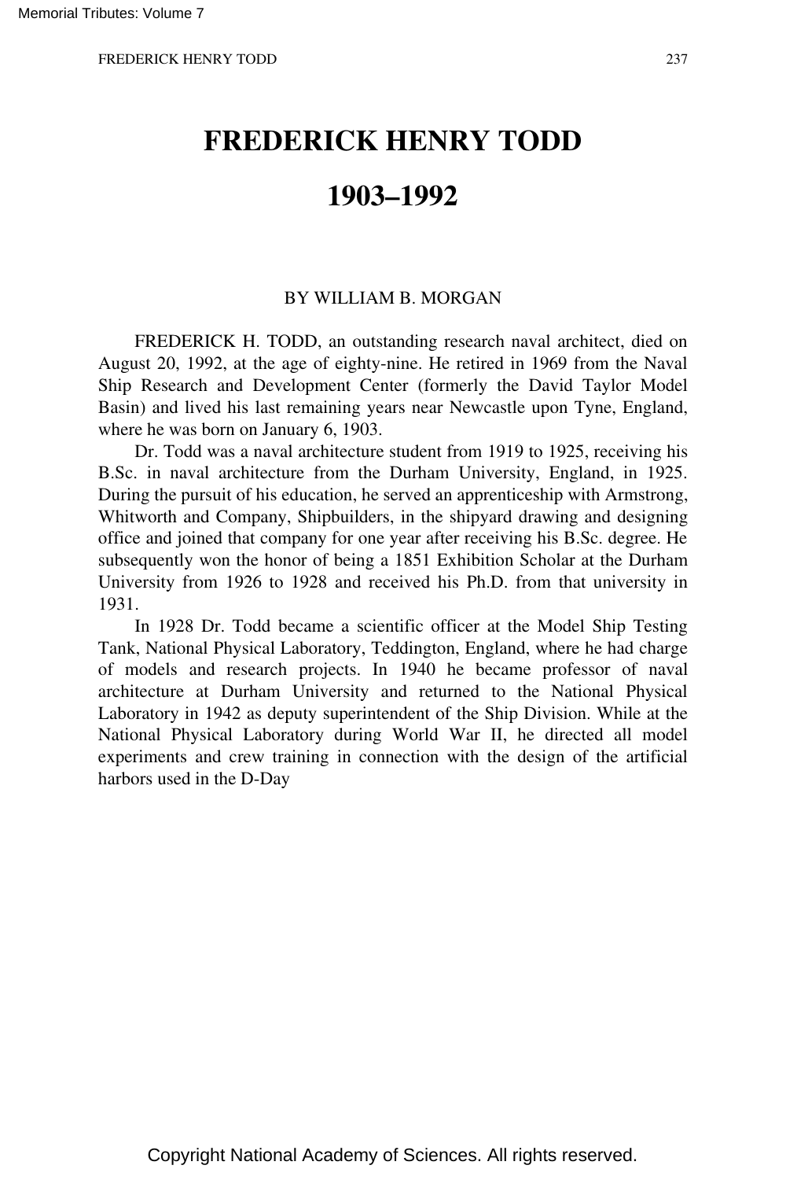# FREDERICK HENRY TODD

# 1903–1992

BY WILLIAM B. MORGAN

FREDERICK H. TODD, an outstanding research naval architect, died on August 20, 1992, at the age of eighty-nine. He retired in 1969 from the Naval Ship Research and Development Center (formerly the David Taylor Model Basin) and lived his last remaining years near Newcastle upon Tyne, England, where he was born on January 6, 1903.

Dr. Todd was a naval architecture student from 1919 to 1925, receiving his B.Sc. in naval architecture from the Durham University, England, in 1925. During the pursuit of his education, he served an apprenticeship with Armstrong, Whitworth and Company, Shipbuilders, in the shipyard drawing and designing office and joined that company for one year after receiving his B.Sc. degree. He subsequently won the honor of being a 1851 Exhibition Scholar at the Durham University from 1926 to 1928 and received his Ph.D. from that university in 1931.

In 1928 Dr. Todd became a scientific officer at the Model Ship Testing Tank, National Physical Laboratory, Teddington, England, where he had charge of models and research projects. In 1940 he became professor of naval architecture at Durham University and returned to the National Physical Laboratory in 1942 as deputy superintendent of the Ship Division. While at the National Physical Laboratory during World War II, he directed all model experiments and crew training in connection with the design of the artificial harbors used in the D-Day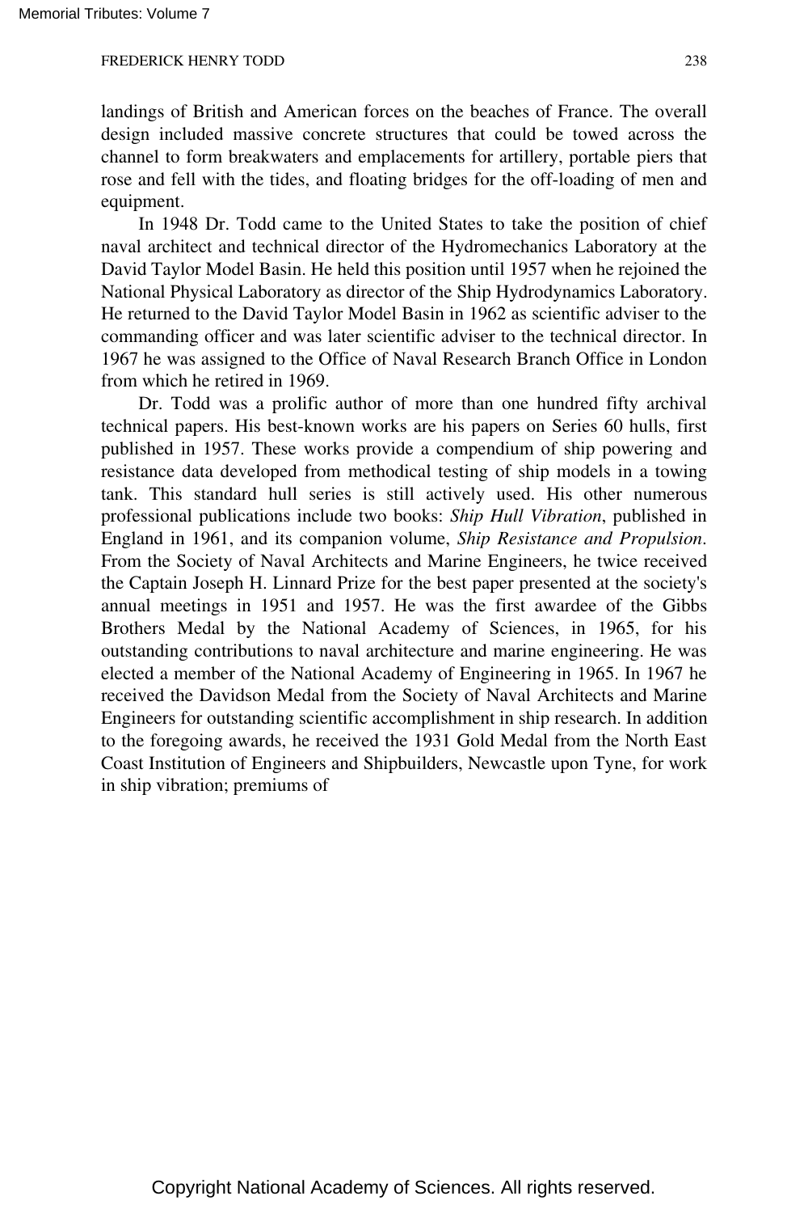landings of British and American forces on the beaches of France. The overall design included massive concrete structures that could be towed across the channel to form breakwaters and emplacements for artillery, portable piers that rose and fell with the tides, and floating bridges for the off-loading of men and equipment.

In 1948 Dr. Todd came to the United States to take the position of chief naval architect and technical director of the Hydromechanics Laboratory at the David Taylor Model Basin. He held this position until 1957 when he rejoined the National Physical Laboratory as director of the Ship Hydrodynamics Laboratory. He returned to the David Taylor Model Basin in 1962 as scientific adviser to the commanding officer and was later scientific adviser to the technical director. In 1967 he was assigned to the Office of Naval Research Branch Office in London from which he retired in 1969.

Dr. Todd was a prolific author of more than one hundred fifty archival technical papers. His best-known works are his papers on Series 60 hulls, first published in 1957. These works provide a compendium of ship powering and resistance data developed from methodical testing of ship models in a towing tank. This standard hull series is still actively used. His other numerous professional publications include two books: *Ship Hull Vibration*, published in England in 1961, and its companion volume, *Ship Resistance and Propulsion*. From the Society of Naval Architects and Marine Engineers, he twice received the Captain Joseph H. Linnard Prize for the best paper presented at the society's annual meetings in 1951 and 1957. He was the first awardee of the Gibbs Brothers Medal by the National Academy of Sciences, in 1965, for his outstanding contributions to naval architecture and marine engineering. He was elected a member of the National Academy of Engineering in 1965. In 1967 he received the Davidson Medal from the Society of Naval Architects and Marine Engineers for outstanding scientific accomplishment in ship research. In addition to the foregoing awards, he received the 1931 Gold Medal from the North East Coast Institution of Engineers and Shipbuilders, Newcastle upon Tyne, for work in ship vibration; premiums of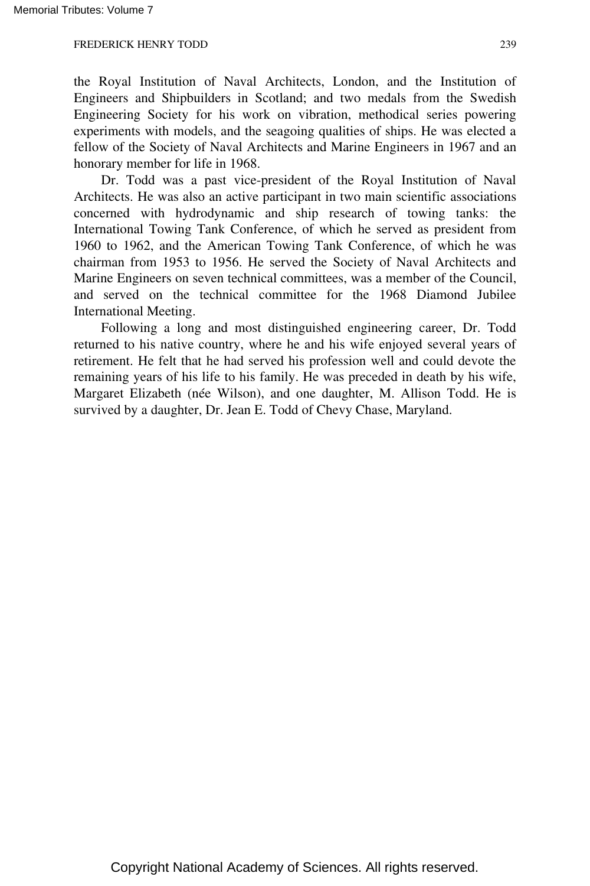the Royal Institution of Naval Architects, London, and the Institution of Engineers and Shipbuilders in Scotland; and two medals from the Swedish Engineering Society for his work on vibration, methodical series powering experiments with models, and the seagoing qualities of ships. He was elected a fellow of the Society of Naval Architects and Marine Engineers in 1967 and an honorary member for life in 1968.

Dr. Todd was a past vice-president of the Royal Institution of Naval Architects. He was also an active participant in two main scientific associations concerned with hydrodynamic and ship research of towing tanks: the International Towing Tank Conference, of which he served as president from 1960 to 1962, and the American Towing Tank Conference, of which he was chairman from 1953 to 1956. He served the Society of Naval Architects and Marine Engineers on seven technical committees, was a member of the Council, and served on the technical committee for the 1968 Diamond Jubilee International Meeting.

Following a long and most distinguished engineering career, Dr. Todd returned to his native country, where he and his wife enjoyed several years of retirement. He felt that he had served his profession well and could devote the remaining years of his life to his family. He was preceded in death by his wife, Margaret Elizabeth (née Wilson), and one daughter, M. Allison Todd. He is survived by a daughter, Dr. Jean E. Todd of Chevy Chase, Maryland.